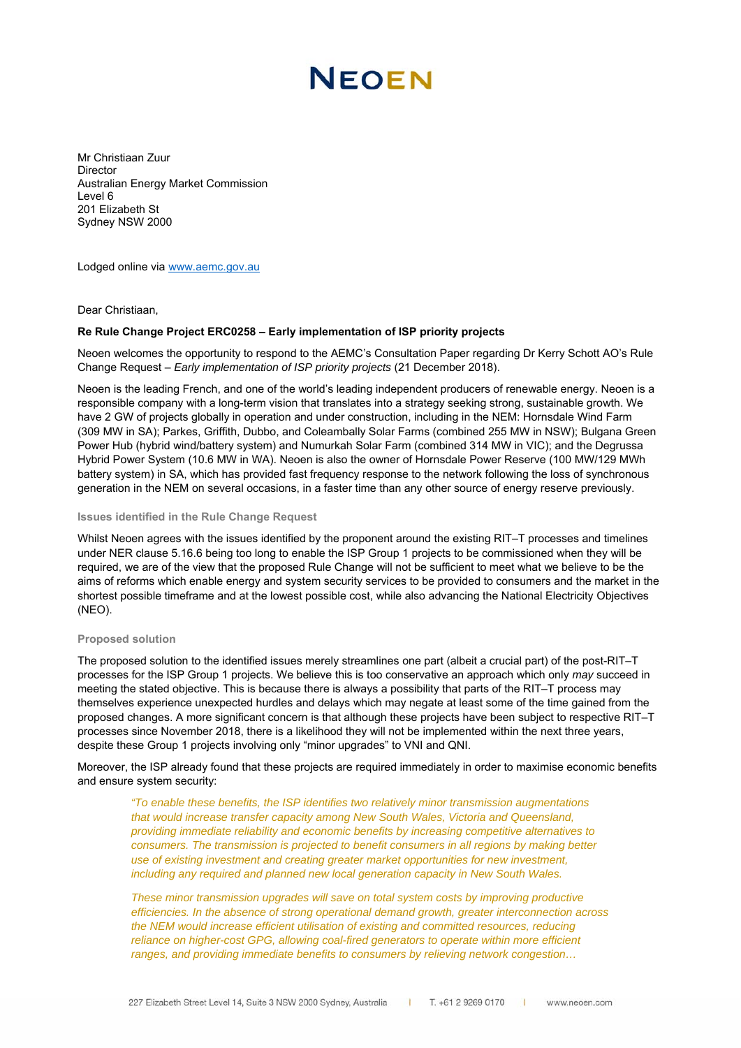# NEOEN

Mr Christiaan Zuur
Director
Australian Energy Market Commission
Level 6
201 Elizabeth St
Sydney NSW 2000

Lodged online via www.aemc.gov.au

Dear Christiaan,

**Re Rule Change Project ERC0258 – Early implementation of ISP priority projects**

Neoen welcomes the opportunity to respond to the AEMC's Consultation Paper regarding Dr Kerry Schott AO's Rule Change Request – *Early implementation of ISP priority projects* (21 December 2018).

Neoen is the leading French, and one of the world's leading independent producers of renewable energy. Neoen is a responsible company with a long-term vision that translates into a strategy seeking strong, sustainable growth. We have 2 GW of projects globally in operation and under construction, including in the NEM: Hornsdale Wind Farm (309 MW in SA); Parkes, Griffith, Dubbo, and Coleambally Solar Farms (combined 255 MW in NSW); Bulgana Green Power Hub (hybrid wind/battery system) and Numurkah Solar Farm (combined 314 MW in VIC); and the Degrussa Hybrid Power System (10.6 MW in WA). Neoen is also the owner of Hornsdale Power Reserve (100 MW/129 MWh battery system) in SA, which has provided fast frequency response to the network following the loss of synchronous generation in the NEM on several occasions, in a faster time than any other source of energy reserve previously.

### Issues identified in the Rule Change Request

Whilst Neoen agrees with the issues identified by the proponent around the existing RIT–T processes and timelines under NER clause 5.16.6 being too long to enable the ISP Group 1 projects to be commissioned when they will be required, we are of the view that the proposed Rule Change will not be sufficient to meet what we believe to be the aims of reforms which enable energy and system security services to be provided to consumers and the market in the shortest possible timeframe and at the lowest possible cost, while also advancing the National Electricity Objectives (NEO).

### Proposed solution

The proposed solution to the identified issues merely streamlines one part (albeit a crucial part) of the post-RIT–T processes for the ISP Group 1 projects. We believe this is too conservative an approach which only *may* succeed in meeting the stated objective. This is because there is always a possibility that parts of the RIT–T process may themselves experience unexpected hurdles and delays which may negate at least some of the time gained from the proposed changes. A more significant concern is that although these projects have been subject to respective RIT–T processes since November 2018, there is a likelihood they will not be implemented within the next three years, despite these Group 1 projects involving only "minor upgrades" to VNI and QNI.

Moreover, the ISP already found that these projects are required immediately in order to maximise economic benefits and ensure system security:

> *"To enable these benefits, the ISP identifies two relatively minor transmission augmentations that would increase transfer capacity among New South Wales, Victoria and Queensland, providing immediate reliability and economic benefits by increasing competitive alternatives to consumers. The transmission is projected to benefit consumers in all regions by making better use of existing investment and creating greater market opportunities for new investment, including any required and planned new local generation capacity in New South Wales.*
>
> *These minor transmission upgrades will save on total system costs by improving productive efficiencies. In the absence of strong operational demand growth, greater interconnection across the NEM would increase efficient utilisation of existing and committed resources, reducing reliance on higher-cost GPG, allowing coal-fired generators to operate within more efficient ranges, and providing immediate benefits to consumers by relieving network congestion…*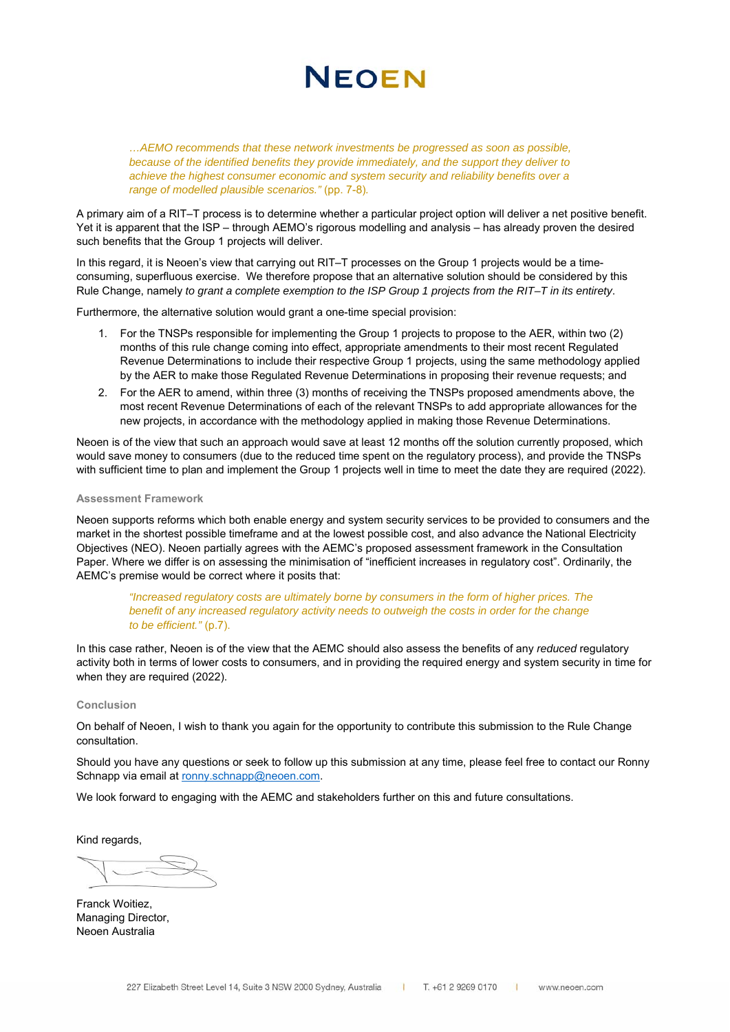*…AEMO recommends that these network investments be progressed as soon as possible, because of the identified benefits they provide immediately, and the support they deliver to achieve the highest consumer economic and system security and reliability benefits over a range of modelled plausible scenarios."* (pp. 7-8).

A primary aim of a RIT–T process is to determine whether a particular project option will deliver a net positive benefit. Yet it is apparent that the ISP – through AEMO's rigorous modelling and analysis – has already proven the desired such benefits that the Group 1 projects will deliver.

In this regard, it is Neoen's view that carrying out RIT–T processes on the Group 1 projects would be a time-consuming, superfluous exercise. We therefore propose that an alternative solution should be considered by this Rule Change, namely *to grant a complete exemption to the ISP Group 1 projects from the RIT–T in its entirety*.

Furthermore, the alternative solution would grant a one-time special provision:

1. For the TNSPs responsible for implementing the Group 1 projects to propose to the AER, within two (2) months of this rule change coming into effect, appropriate amendments to their most recent Regulated Revenue Determinations to include their respective Group 1 projects, using the same methodology applied by the AER to make those Regulated Revenue Determinations in proposing their revenue requests; and
2. For the AER to amend, within three (3) months of receiving the TNSPs proposed amendments above, the most recent Revenue Determinations of each of the relevant TNSPs to add appropriate allowances for the new projects, in accordance with the methodology applied in making those Revenue Determinations.

Neoen is of the view that such an approach would save at least 12 months off the solution currently proposed, which would save money to consumers (due to the reduced time spent on the regulatory process), and provide the TNSPs with sufficient time to plan and implement the Group 1 projects well in time to meet the date they are required (2022).

## Assessment Framework

Neoen supports reforms which both enable energy and system security services to be provided to consumers and the market in the shortest possible timeframe and at the lowest possible cost, and also advance the National Electricity Objectives (NEO). Neoen partially agrees with the AEMC's proposed assessment framework in the Consultation Paper. Where we differ is on assessing the minimisation of "inefficient increases in regulatory cost". Ordinarily, the AEMC's premise would be correct where it posits that:

> *"Increased regulatory costs are ultimately borne by consumers in the form of higher prices. The benefit of any increased regulatory activity needs to outweigh the costs in order for the change to be efficient."* (p.7).

In this case rather, Neoen is of the view that the AEMC should also assess the benefits of any *reduced* regulatory activity both in terms of lower costs to consumers, and in providing the required energy and system security in time for when they are required (2022).

## Conclusion

On behalf of Neoen, I wish to thank you again for the opportunity to contribute this submission to the Rule Change consultation.

Should you have any questions or seek to follow up this submission at any time, please feel free to contact our Ronny Schnapp via email at ronny.schnapp@neoen.com.

We look forward to engaging with the AEMC and stakeholders further on this and future consultations.

Kind regards,

Franck Woitiez,
Managing Director,
Neoen Australia